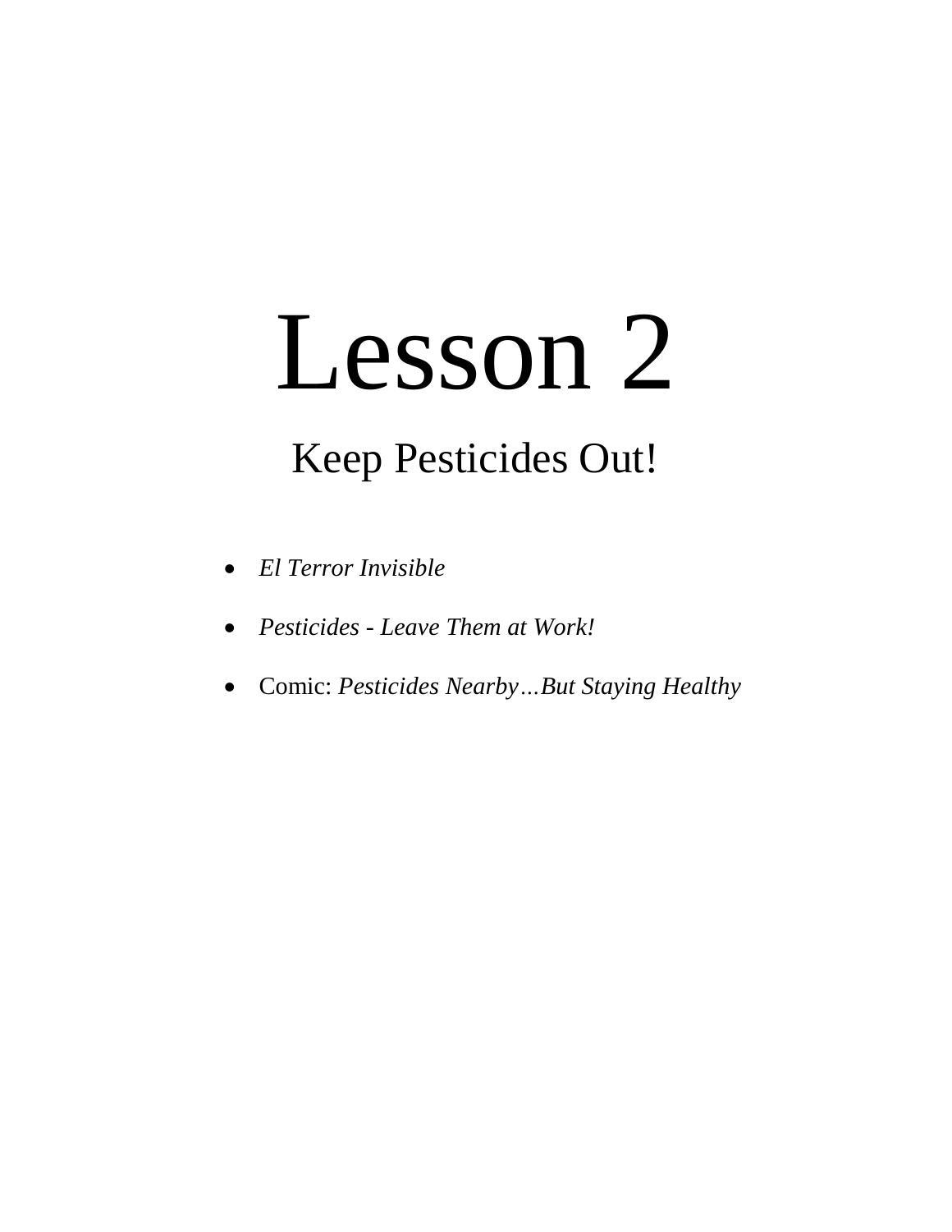# Lesson 2

## Keep Pesticides Out!

- *El Terror Invisible*
- *Pesticides - Leave Them at Work!*
- Comic: *Pesticides Nearby…But Staying Healthy*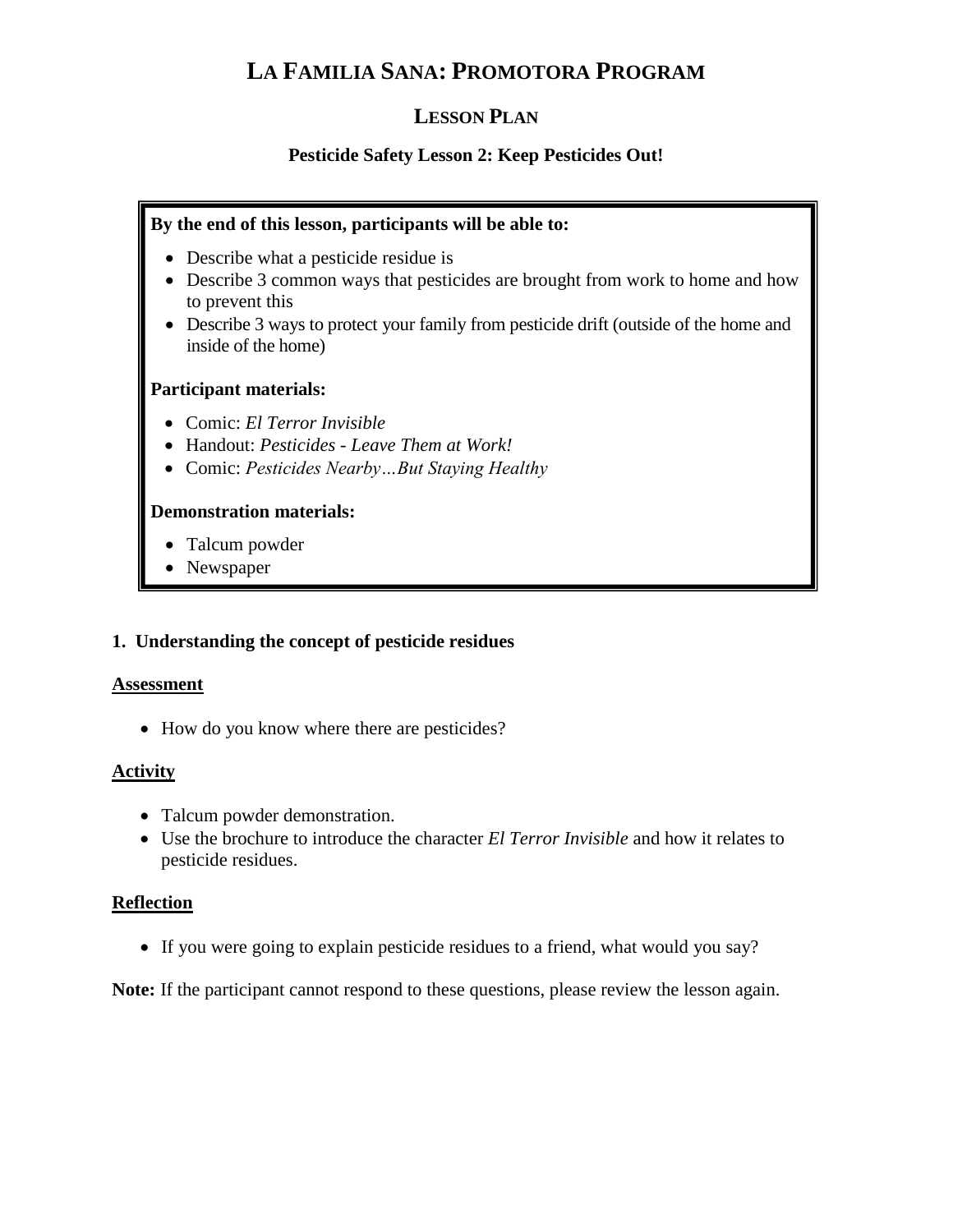# LA FAMILIA SANA: PROMOTORA PROGRAM

## LESSON PLAN

### Pesticide Safety Lesson 2: Keep Pesticides Out!

**By the end of this lesson, participants will be able to:**

- Describe what a pesticide residue is
- Describe 3 common ways that pesticides are brought from work to home and how to prevent this
- Describe 3 ways to protect your family from pesticide drift (outside of the home and inside of the home)

**Participant materials:**

- Comic: *El Terror Invisible*
- Handout: *Pesticides - Leave Them at Work!*
- Comic: *Pesticides Nearby…But Staying Healthy*

**Demonstration materials:**

- Talcum powder
- Newspaper

**1. Understanding the concept of pesticide residues**

**Assessment**

- How do you know where there are pesticides?

**Activity**

- Talcum powder demonstration.
- Use the brochure to introduce the character *El Terror Invisible* and how it relates to pesticide residues.

**Reflection**

- If you were going to explain pesticide residues to a friend, what would you say?

**Note:** If the participant cannot respond to these questions, please review the lesson again.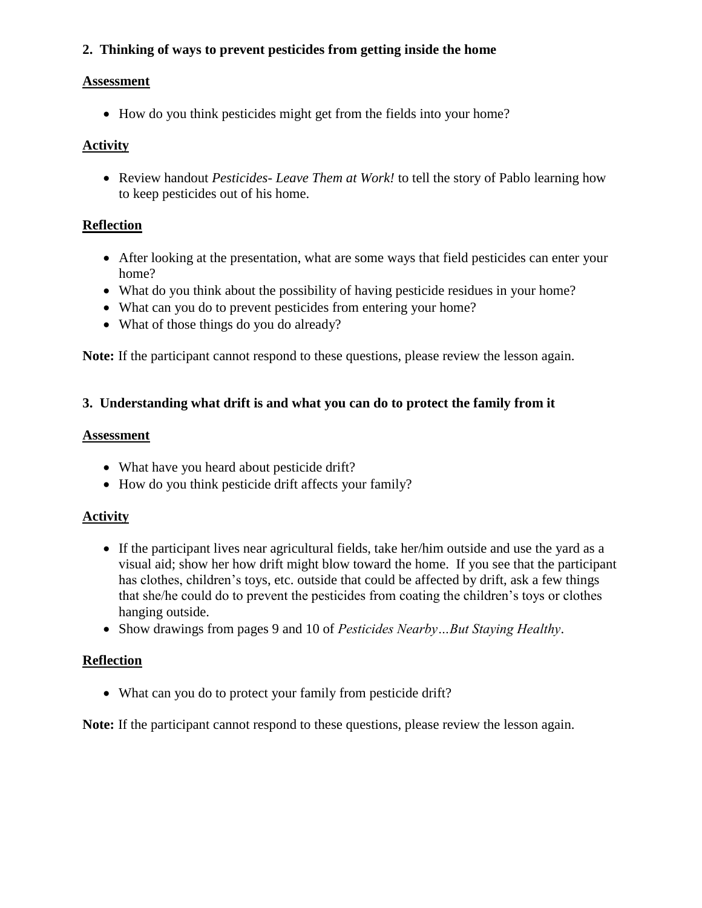**2. Thinking of ways to prevent pesticides from getting inside the home**

**Assessment**

- How do you think pesticides might get from the fields into your home?

**Activity**

- Review handout *Pesticides- Leave Them at Work!* to tell the story of Pablo learning how to keep pesticides out of his home.

**Reflection**

- After looking at the presentation, what are some ways that field pesticides can enter your home?
- What do you think about the possibility of having pesticide residues in your home?
- What can you do to prevent pesticides from entering your home?
- What of those things do you do already?

**Note:** If the participant cannot respond to these questions, please review the lesson again.

**3. Understanding what drift is and what you can do to protect the family from it**

**Assessment**

- What have you heard about pesticide drift?
- How do you think pesticide drift affects your family?

**Activity**

- If the participant lives near agricultural fields, take her/him outside and use the yard as a visual aid; show her how drift might blow toward the home. If you see that the participant has clothes, children's toys, etc. outside that could be affected by drift, ask a few things that she/he could do to prevent the pesticides from coating the children's toys or clothes hanging outside.
- Show drawings from pages 9 and 10 of *Pesticides Nearby…But Staying Healthy*.

**Reflection**

- What can you do to protect your family from pesticide drift?

**Note:** If the participant cannot respond to these questions, please review the lesson again.